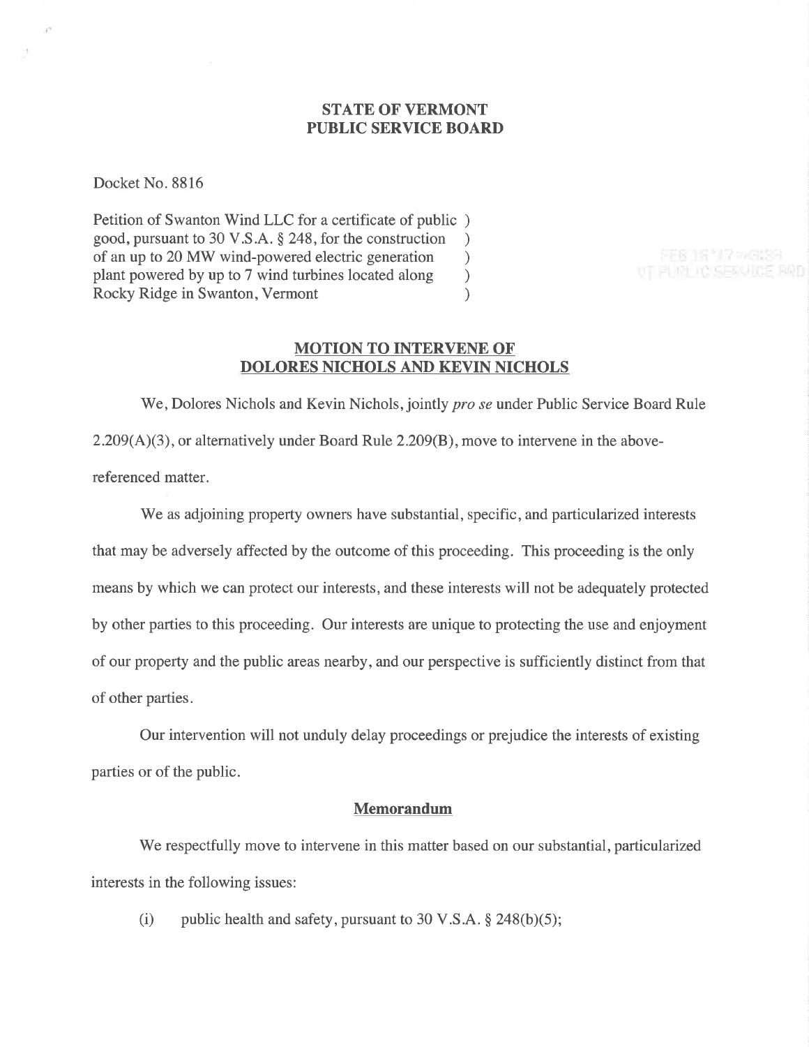# STATE OF VERMONT
# PUBLIC SERVICE BOARD

Docket No. 8816

Petition of Swanton Wind LLC for a certificate of public )
good, pursuant to 30 V.S.A. § 248, for the construction )
of an up to 20 MW wind-powered electric generation )
plant powered by up to 7 wind turbines located along )
Rocky Ridge in Swanton, Vermont )

## MOTION TO INTERVENE OF DOLORES NICHOLS AND KEVIN NICHOLS

We, Dolores Nichols and Kevin Nichols, jointly *pro se* under Public Service Board Rule 2.209(A)(3), or alternatively under Board Rule 2.209(B), move to intervene in the above-referenced matter.

We as adjoining property owners have substantial, specific, and particularized interests that may be adversely affected by the outcome of this proceeding. This proceeding is the only means by which we can protect our interests, and these interests will not be adequately protected by other parties to this proceeding. Our interests are unique to protecting the use and enjoyment of our property and the public areas nearby, and our perspective is sufficiently distinct from that of other parties.

Our intervention will not unduly delay proceedings or prejudice the interests of existing parties or of the public.

### Memorandum

We respectfully move to intervene in this matter based on our substantial, particularized interests in the following issues:

(i) public health and safety, pursuant to 30 V.S.A. § 248(b)(5);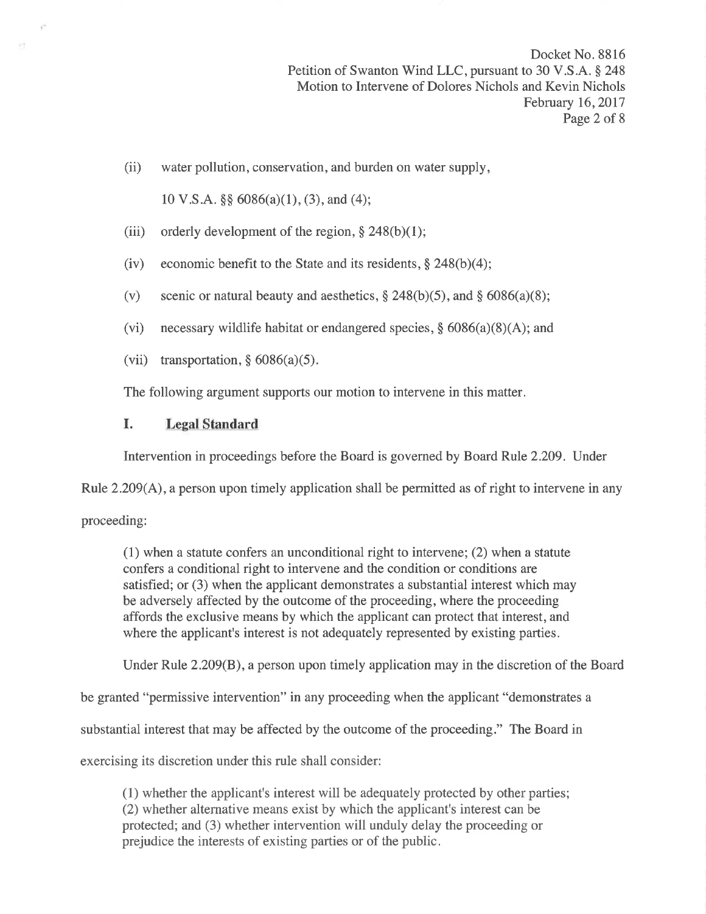(ii) water pollution, conservation, and burden on water supply,

10 V.S.A. §§ 6086(a)(1), (3), and (4);

(iii) orderly development of the region, § 248(b)(1);

(iv) economic benefit to the State and its residents, § 248(b)(4);

(v) scenic or natural beauty and aesthetics, § 248(b)(5), and § 6086(a)(8);

(vi) necessary wildlife habitat or endangered species, § 6086(a)(8)(A); and

(vii) transportation, § 6086(a)(5).

The following argument supports our motion to intervene in this matter.

## I. Legal Standard

Intervention in proceedings before the Board is governed by Board Rule 2.209. Under Rule 2.209(A), a person upon timely application shall be permitted as of right to intervene in any proceeding:

> (1) when a statute confers an unconditional right to intervene; (2) when a statute confers a conditional right to intervene and the condition or conditions are satisfied; or (3) when the applicant demonstrates a substantial interest which may be adversely affected by the outcome of the proceeding, where the proceeding affords the exclusive means by which the applicant can protect that interest, and where the applicant's interest is not adequately represented by existing parties.

Under Rule 2.209(B), a person upon timely application may in the discretion of the Board be granted "permissive intervention" in any proceeding when the applicant "demonstrates a substantial interest that may be affected by the outcome of the proceeding." The Board in exercising its discretion under this rule shall consider:

> (1) whether the applicant's interest will be adequately protected by other parties; (2) whether alternative means exist by which the applicant's interest can be protected; and (3) whether intervention will unduly delay the proceeding or prejudice the interests of existing parties or of the public.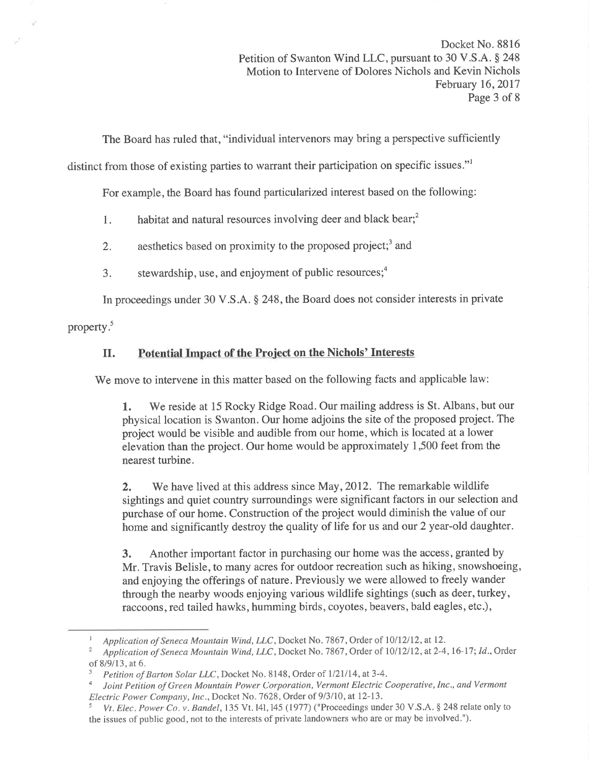The Board has ruled that, "individual intervenors may bring a perspective sufficiently distinct from those of existing parties to warrant their participation on specific issues."[1]

For example, the Board has found particularized interest based on the following:

1. habitat and natural resources involving deer and black bear;[2]
2. aesthetics based on proximity to the proposed project;[3] and
3. stewardship, use, and enjoyment of public resources;[4]

In proceedings under 30 V.S.A. § 248, the Board does not consider interests in private property.[5]

## II. Potential Impact of the Project on the Nichols' Interests

We move to intervene in this matter based on the following facts and applicable law:

> **1.** We reside at 15 Rocky Ridge Road. Our mailing address is St. Albans, but our physical location is Swanton. Our home adjoins the site of the proposed project. The project would be visible and audible from our home, which is located at a lower elevation than the project. Our home would be approximately 1,500 feet from the nearest turbine.
>
> **2.** We have lived at this address since May, 2012. The remarkable wildlife sightings and quiet country surroundings were significant factors in our selection and purchase of our home. Construction of the project would diminish the value of our home and significantly destroy the quality of life for us and our 2 year-old daughter.
>
> **3.** Another important factor in purchasing our home was the access, granted by Mr. Travis Belisle, to many acres for outdoor recreation such as hiking, snowshoeing, and enjoying the offerings of nature. Previously we were allowed to freely wander through the nearby woods enjoying various wildlife sightings (such as deer, turkey, raccoons, red tailed hawks, humming birds, coyotes, beavers, bald eagles, etc.),

---

[1] *Application of Seneca Mountain Wind, LLC*, Docket No. 7867, Order of 10/12/12, at 12.

[2] *Application of Seneca Mountain Wind, LLC*, Docket No. 7867, Order of 10/12/12, at 2-4, 16-17; *Id*., Order of 8/9/13, at 6.

[3] *Petition of Barton Solar LLC*, Docket No. 8148, Order of 1/21/14, at 3-4.

[4] *Joint Petition of Green Mountain Power Corporation, Vermont Electric Cooperative, Inc., and Vermont Electric Power Company, Inc*., Docket No. 7628, Order of 9/3/10, at 12-13.

[5] *Vt. Elec. Power Co. v. Bandel*, 135 Vt. 141, 145 (1977) ("Proceedings under 30 V.S.A. § 248 relate only to the issues of public good, not to the interests of private landowners who are or may be involved.").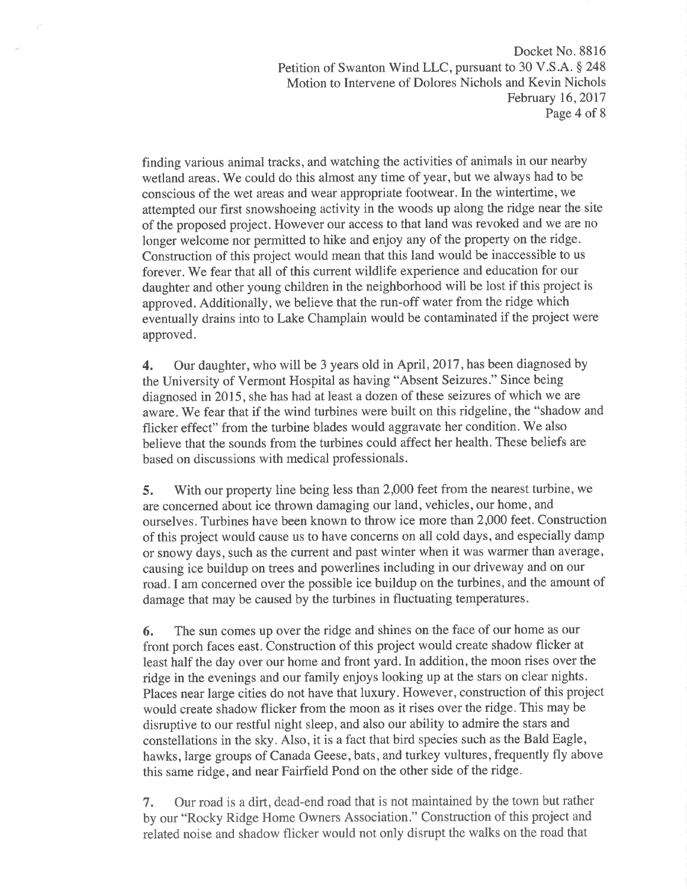finding various animal tracks, and watching the activities of animals in our nearby wetland areas. We could do this almost any time of year, but we always had to be conscious of the wet areas and wear appropriate footwear. In the wintertime, we attempted our first snowshoeing activity in the woods up along the ridge near the site of the proposed project. However our access to that land was revoked and we are no longer welcome nor permitted to hike and enjoy any of the property on the ridge. Construction of this project would mean that this land would be inaccessible to us forever. We fear that all of this current wildlife experience and education for our daughter and other young children in the neighborhood will be lost if this project is approved. Additionally, we believe that the run-off water from the ridge which eventually drains into to Lake Champlain would be contaminated if the project were approved.

**4.** Our daughter, who will be 3 years old in April, 2017, has been diagnosed by the University of Vermont Hospital as having "Absent Seizures." Since being diagnosed in 2015, she has had at least a dozen of these seizures of which we are aware. We fear that if the wind turbines were built on this ridgeline, the "shadow and flicker effect" from the turbine blades would aggravate her condition. We also believe that the sounds from the turbines could affect her health. These beliefs are based on discussions with medical professionals.

**5.** With our property line being less than 2,000 feet from the nearest turbine, we are concerned about ice thrown damaging our land, vehicles, our home, and ourselves. Turbines have been known to throw ice more than 2,000 feet. Construction of this project would cause us to have concerns on all cold days, and especially damp or snowy days, such as the current and past winter when it was warmer than average, causing ice buildup on trees and powerlines including in our driveway and on our road. I am concerned over the possible ice buildup on the turbines, and the amount of damage that may be caused by the turbines in fluctuating temperatures.

**6.** The sun comes up over the ridge and shines on the face of our home as our front porch faces east. Construction of this project would create shadow flicker at least half the day over our home and front yard. In addition, the moon rises over the ridge in the evenings and our family enjoys looking up at the stars on clear nights. Places near large cities do not have that luxury. However, construction of this project would create shadow flicker from the moon as it rises over the ridge. This may be disruptive to our restful night sleep, and also our ability to admire the stars and constellations in the sky. Also, it is a fact that bird species such as the Bald Eagle, hawks, large groups of Canada Geese, bats, and turkey vultures, frequently fly above this same ridge, and near Fairfield Pond on the other side of the ridge.

**7.** Our road is a dirt, dead-end road that is not maintained by the town but rather by our "Rocky Ridge Home Owners Association." Construction of this project and related noise and shadow flicker would not only disrupt the walks on the road that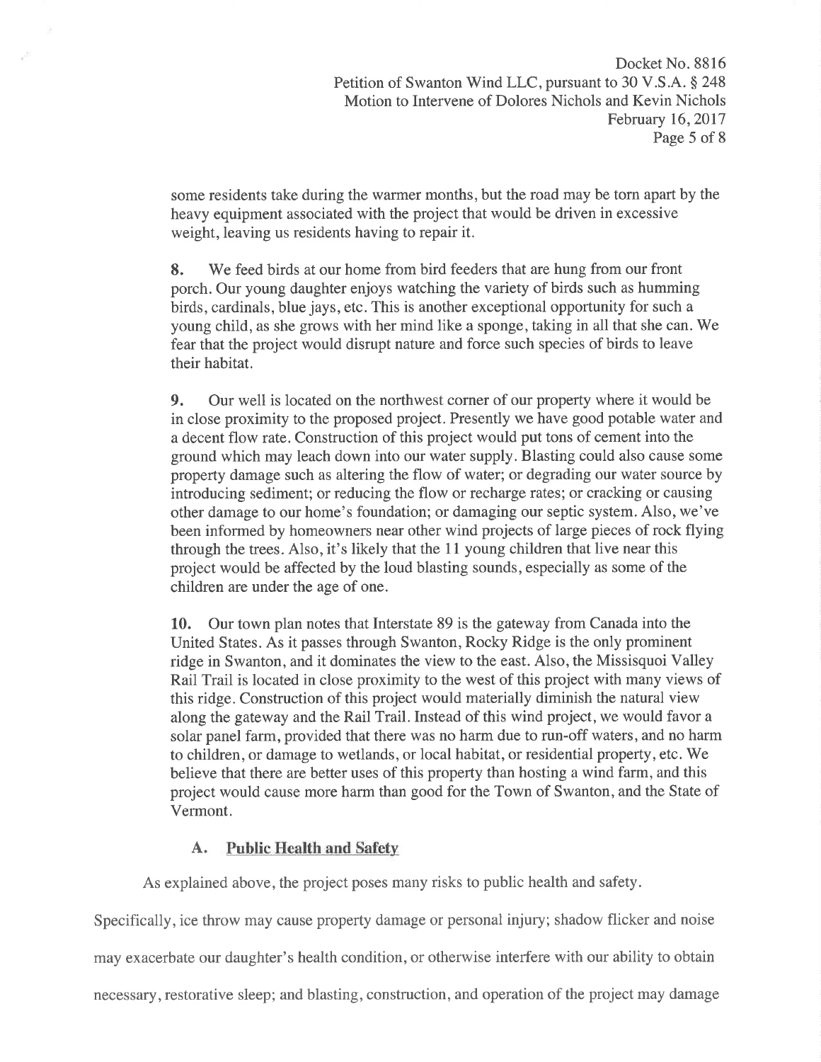some residents take during the warmer months, but the road may be torn apart by the heavy equipment associated with the project that would be driven in excessive weight, leaving us residents having to repair it.

**8.** We feed birds at our home from bird feeders that are hung from our front porch. Our young daughter enjoys watching the variety of birds such as humming birds, cardinals, blue jays, etc. This is another exceptional opportunity for such a young child, as she grows with her mind like a sponge, taking in all that she can. We fear that the project would disrupt nature and force such species of birds to leave their habitat.

**9.** Our well is located on the northwest corner of our property where it would be in close proximity to the proposed project. Presently we have good potable water and a decent flow rate. Construction of this project would put tons of cement into the ground which may leach down into our water supply. Blasting could also cause some property damage such as altering the flow of water; or degrading our water source by introducing sediment; or reducing the flow or recharge rates; or cracking or causing other damage to our home's foundation; or damaging our septic system. Also, we've been informed by homeowners near other wind projects of large pieces of rock flying through the trees. Also, it's likely that the 11 young children that live near this project would be affected by the loud blasting sounds, especially as some of the children are under the age of one.

**10.** Our town plan notes that Interstate 89 is the gateway from Canada into the United States. As it passes through Swanton, Rocky Ridge is the only prominent ridge in Swanton, and it dominates the view to the east. Also, the Missisquoi Valley Rail Trail is located in close proximity to the west of this project with many views of this ridge. Construction of this project would materially diminish the natural view along the gateway and the Rail Trail. Instead of this wind project, we would favor a solar panel farm, provided that there was no harm due to run-off waters, and no harm to children, or damage to wetlands, or local habitat, or residential property, etc. We believe that there are better uses of this property than hosting a wind farm, and this project would cause more harm than good for the Town of Swanton, and the State of Vermont.

### A. Public Health and Safety

As explained above, the project poses many risks to public health and safety. Specifically, ice throw may cause property damage or personal injury; shadow flicker and noise may exacerbate our daughter's health condition, or otherwise interfere with our ability to obtain necessary, restorative sleep; and blasting, construction, and operation of the project may damage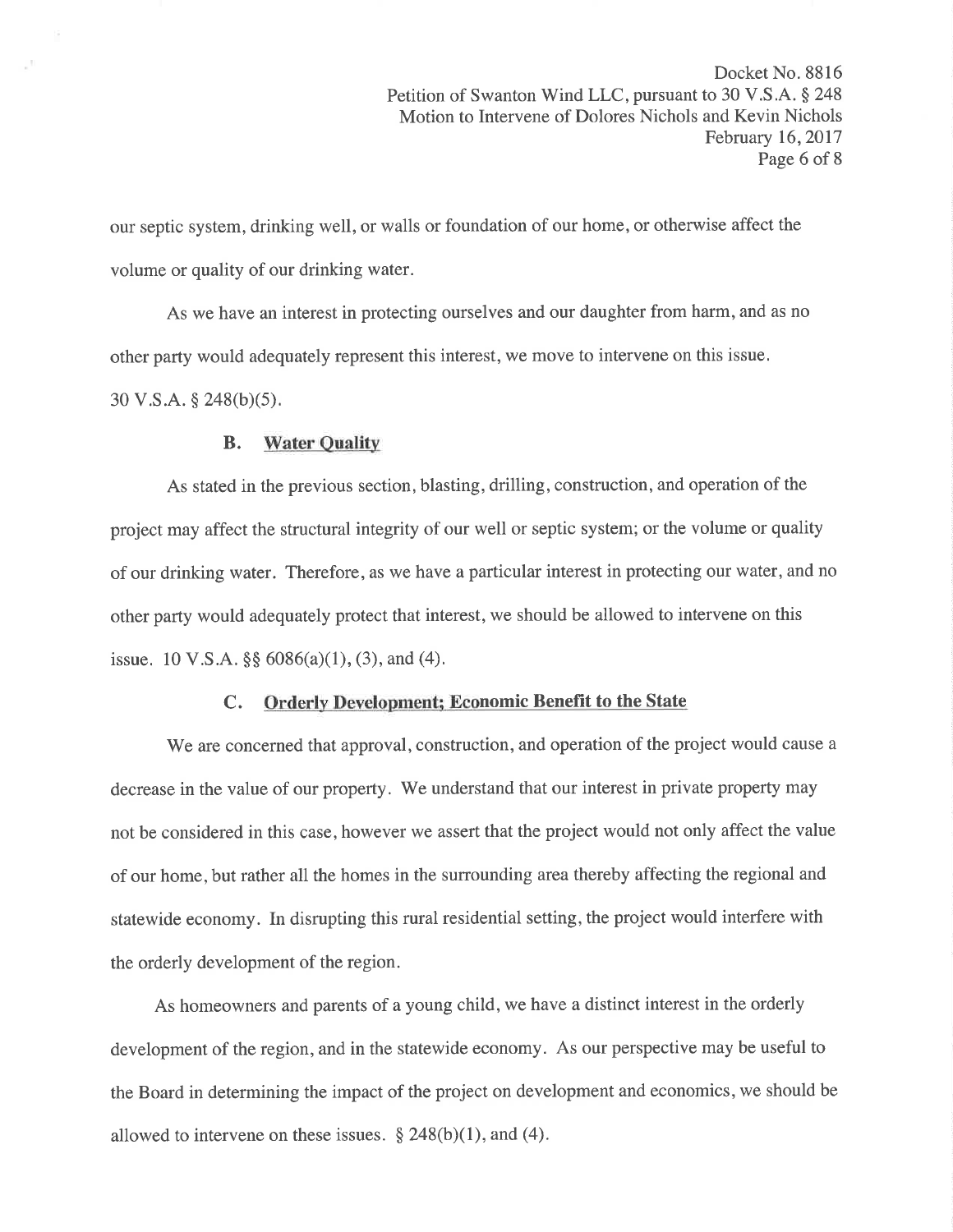our septic system, drinking well, or walls or foundation of our home, or otherwise affect the volume or quality of our drinking water.

As we have an interest in protecting ourselves and our daughter from harm, and as no other party would adequately represent this interest, we move to intervene on this issue. 30 V.S.A. § 248(b)(5).

### B. Water Quality

As stated in the previous section, blasting, drilling, construction, and operation of the project may affect the structural integrity of our well or septic system; or the volume or quality of our drinking water. Therefore, as we have a particular interest in protecting our water, and no other party would adequately protect that interest, we should be allowed to intervene on this issue. 10 V.S.A. §§ 6086(a)(1), (3), and (4).

### C. Orderly Development; Economic Benefit to the State

We are concerned that approval, construction, and operation of the project would cause a decrease in the value of our property. We understand that our interest in private property may not be considered in this case, however we assert that the project would not only affect the value of our home, but rather all the homes in the surrounding area thereby affecting the regional and statewide economy. In disrupting this rural residential setting, the project would interfere with the orderly development of the region.

As homeowners and parents of a young child, we have a distinct interest in the orderly development of the region, and in the statewide economy. As our perspective may be useful to the Board in determining the impact of the project on development and economics, we should be allowed to intervene on these issues. § 248(b)(1), and (4).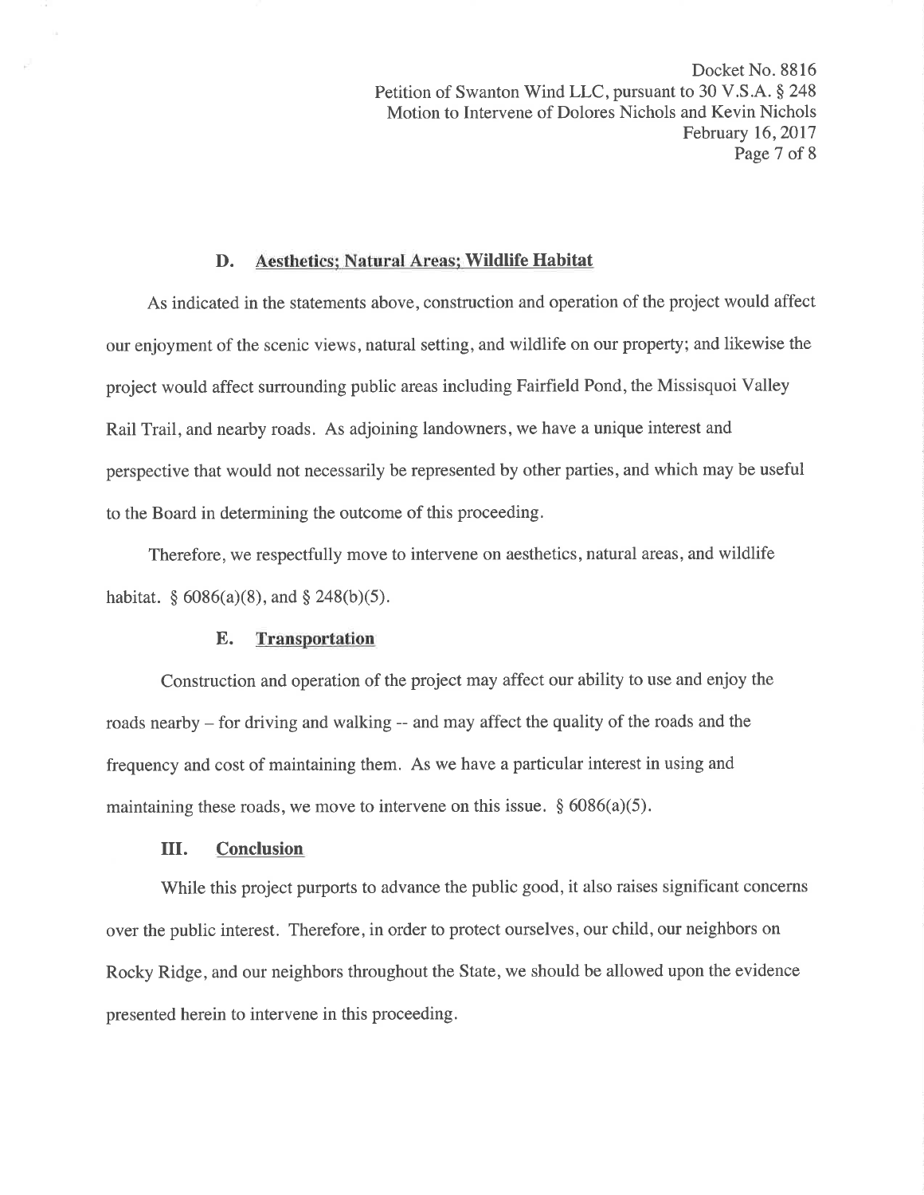### D. Aesthetics; Natural Areas; Wildlife Habitat

As indicated in the statements above, construction and operation of the project would affect our enjoyment of the scenic views, natural setting, and wildlife on our property; and likewise the project would affect surrounding public areas including Fairfield Pond, the Missisquoi Valley Rail Trail, and nearby roads. As adjoining landowners, we have a unique interest and perspective that would not necessarily be represented by other parties, and which may be useful to the Board in determining the outcome of this proceeding.

Therefore, we respectfully move to intervene on aesthetics, natural areas, and wildlife habitat. § 6086(a)(8), and § 248(b)(5).

### E. Transportation

Construction and operation of the project may affect our ability to use and enjoy the roads nearby – for driving and walking -- and may affect the quality of the roads and the frequency and cost of maintaining them. As we have a particular interest in using and maintaining these roads, we move to intervene on this issue. § 6086(a)(5).

## III. Conclusion

While this project purports to advance the public good, it also raises significant concerns over the public interest. Therefore, in order to protect ourselves, our child, our neighbors on Rocky Ridge, and our neighbors throughout the State, we should be allowed upon the evidence presented herein to intervene in this proceeding.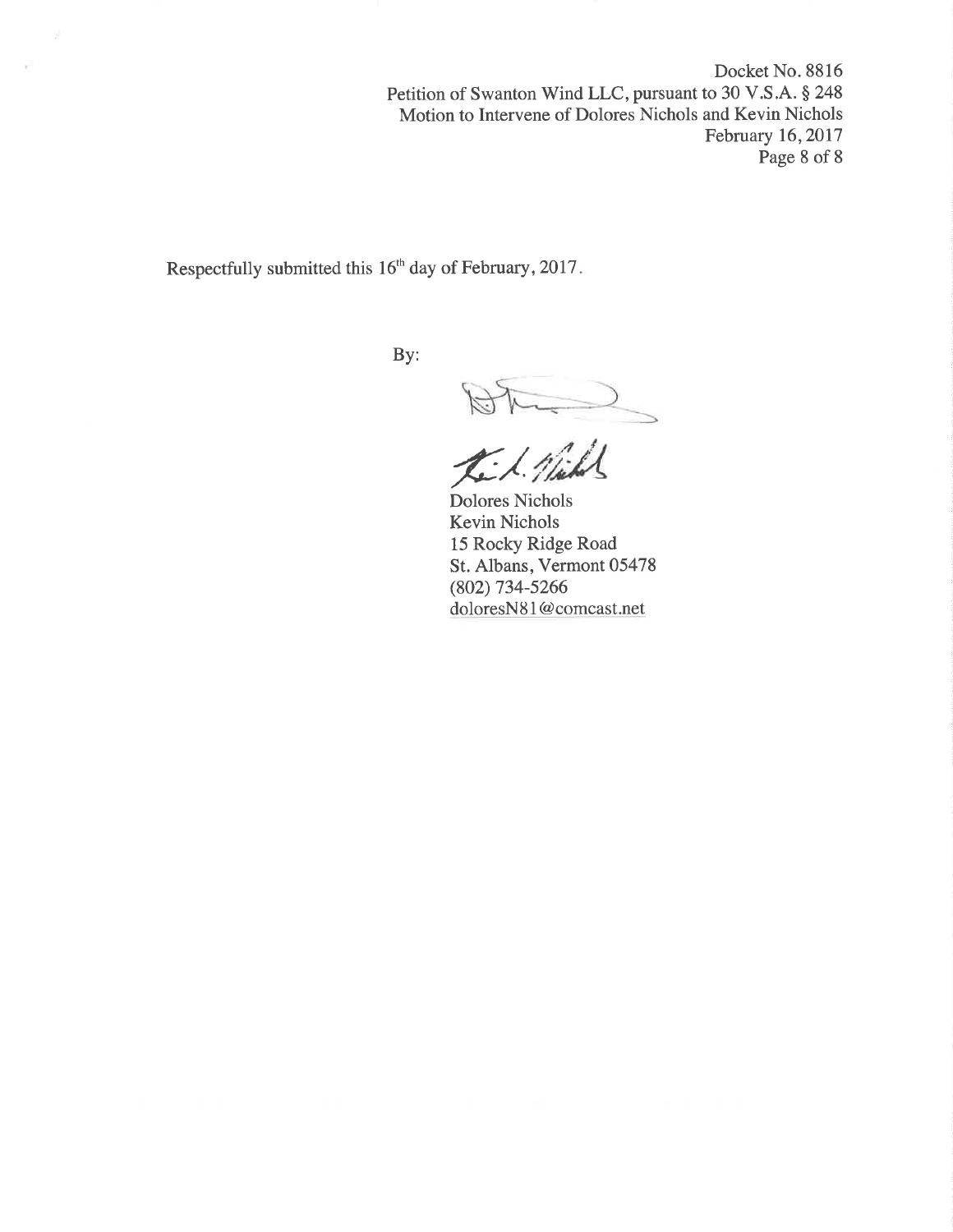Respectfully submitted this 16th day of February, 2017.

By:

Dolores Nichols
Kevin Nichols
15 Rocky Ridge Road
St. Albans, Vermont 05478
(802) 734-5266
doloresN81@comcast.net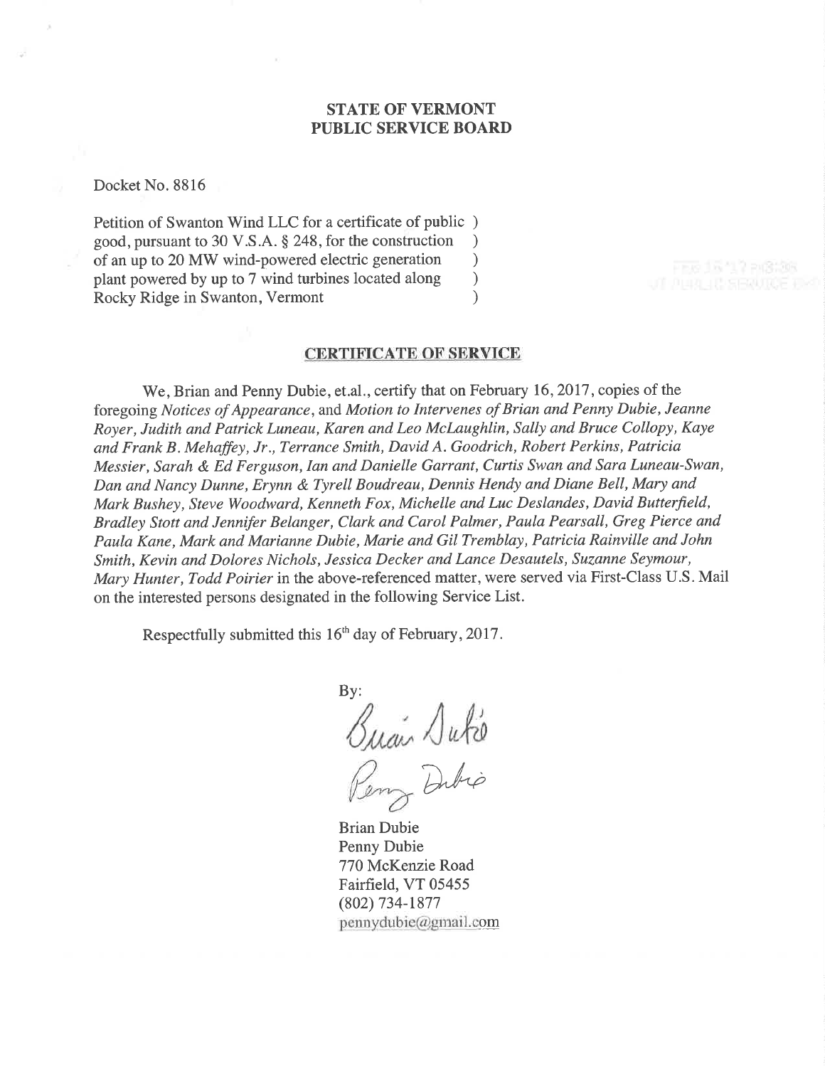**STATE OF VERMONT**
**PUBLIC SERVICE BOARD**

Docket No. 8816

Petition of Swanton Wind LLC for a certificate of public good, pursuant to 30 V.S.A. § 248, for the construction of an up to 20 MW wind-powered electric generation plant powered by up to 7 wind turbines located along Rocky Ridge in Swanton, Vermont )

## CERTIFICATE OF SERVICE

We, Brian and Penny Dubie, et.al., certify that on February 16, 2017, copies of the foregoing *Notices of Appearance*, and *Motion to Intervenes of Brian and Penny Dubie, Jeanne Royer, Judith and Patrick Luneau, Karen and Leo McLaughlin, Sally and Bruce Collopy, Kaye and Frank B. Mehaffey, Jr., Terrance Smith, David A. Goodrich, Robert Perkins, Patricia Messier, Sarah & Ed Ferguson, Ian and Danielle Garrant, Curtis Swan and Sara Luneau-Swan, Dan and Nancy Dunne, Erynn & Tyrell Boudreau, Dennis Hendy and Diane Bell, Mary and Mark Bushey, Steve Woodward, Kenneth Fox, Michelle and Luc Deslandes, David Butterfield, Bradley Stott and Jennifer Belanger, Clark and Carol Palmer, Paula Pearsall, Greg Pierce and Paula Kane, Mark and Marianne Dubie, Marie and Gil Tremblay, Patricia Rainville and John Smith, Kevin and Dolores Nichols, Jessica Decker and Lance Desautels, Suzanne Seymour, Mary Hunter, Todd Poirier* in the above-referenced matter, were served via First-Class U.S. Mail on the interested persons designated in the following Service List.

Respectfully submitted this 16th day of February, 2017.

By:

Brian Dubie
Penny Dubie
770 McKenzie Road
Fairfield, VT 05455
(802) 734-1877
pennydubie@gmail.com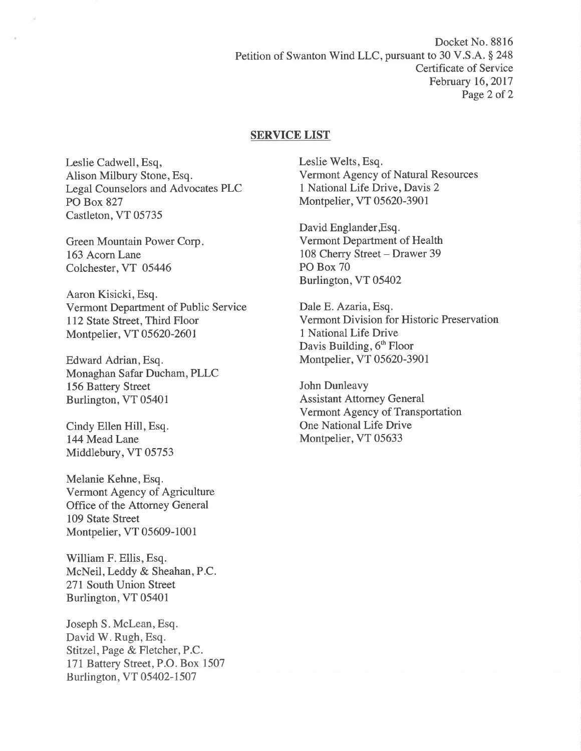## SERVICE LIST

Leslie Cadwell, Esq,
Alison Milbury Stone, Esq.
Legal Counselors and Advocates PLC
PO Box 827
Castleton, VT 05735

Green Mountain Power Corp.
163 Acorn Lane
Colchester, VT 05446

Aaron Kisicki, Esq.
Vermont Department of Public Service
112 State Street, Third Floor
Montpelier, VT 05620-2601

Edward Adrian, Esq.
Monaghan Safar Ducham, PLLC
156 Battery Street
Burlington, VT 05401

Cindy Ellen Hill, Esq.
144 Mead Lane
Middlebury, VT 05753

Melanie Kehne, Esq.
Vermont Agency of Agriculture
Office of the Attorney General
109 State Street
Montpelier, VT 05609-1001

William F. Ellis, Esq.
McNeil, Leddy & Sheahan, P.C.
271 South Union Street
Burlington, VT 05401

Joseph S. McLean, Esq.
David W. Rugh, Esq.
Stitzel, Page & Fletcher, P.C.
171 Battery Street, P.O. Box 1507
Burlington, VT 05402-1507

Leslie Welts, Esq.
Vermont Agency of Natural Resources
1 National Life Drive, Davis 2
Montpelier, VT 05620-3901

David Englander,Esq.
Vermont Department of Health
108 Cherry Street – Drawer 39
PO Box 70
Burlington, VT 05402

Dale E. Azaria, Esq.
Vermont Division for Historic Preservation
1 National Life Drive
Davis Building, 6th Floor
Montpelier, VT 05620-3901

John Dunleavy
Assistant Attorney General
Vermont Agency of Transportation
One National Life Drive
Montpelier, VT 05633